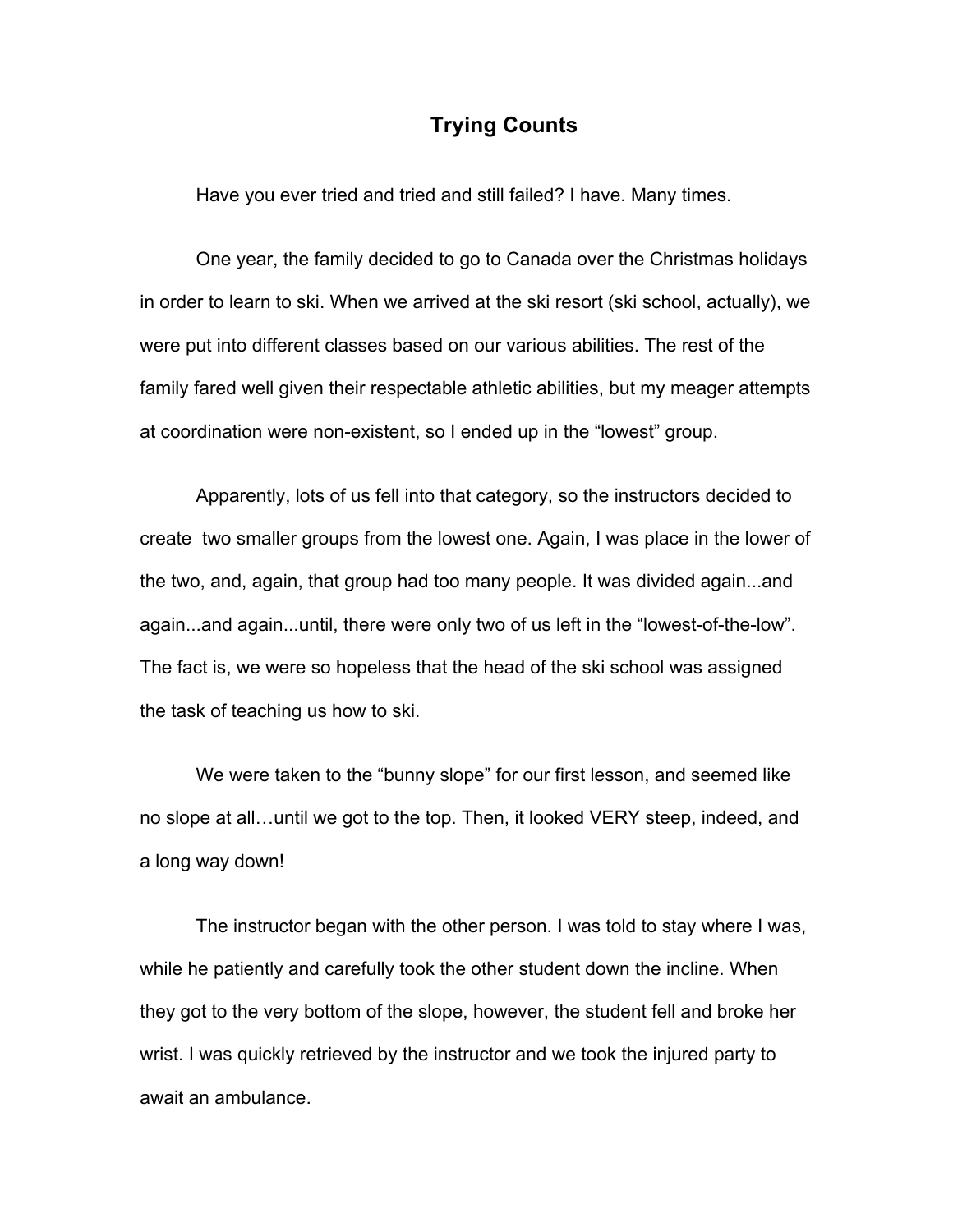# Trying Counts

Have you ever tried and tried and still failed? I have. Many times.

One year, the family decided to go to Canada over the Christmas holidays in order to learn to ski. When we arrived at the ski resort (ski school, actually), we were put into different classes based on our various abilities. The rest of the family fared well given their respectable athletic abilities, but my meager attempts at coordination were non-existent, so I ended up in the "lowest" group.

Apparently, lots of us fell into that category, so the instructors decided to create  two smaller groups from the lowest one. Again, I was place in the lower of the two, and, again, that group had too many people. It was divided again...and again...and again...until, there were only two of us left in the "lowest-of-the-low". The fact is, we were so hopeless that the head of the ski school was assigned the task of teaching us how to ski.

We were taken to the "bunny slope" for our first lesson, and seemed like no slope at all…until we got to the top. Then, it looked VERY steep, indeed, and a long way down!

The instructor began with the other person. I was told to stay where I was, while he patiently and carefully took the other student down the incline. When they got to the very bottom of the slope, however, the student fell and broke her wrist. I was quickly retrieved by the instructor and we took the injured party to await an ambulance.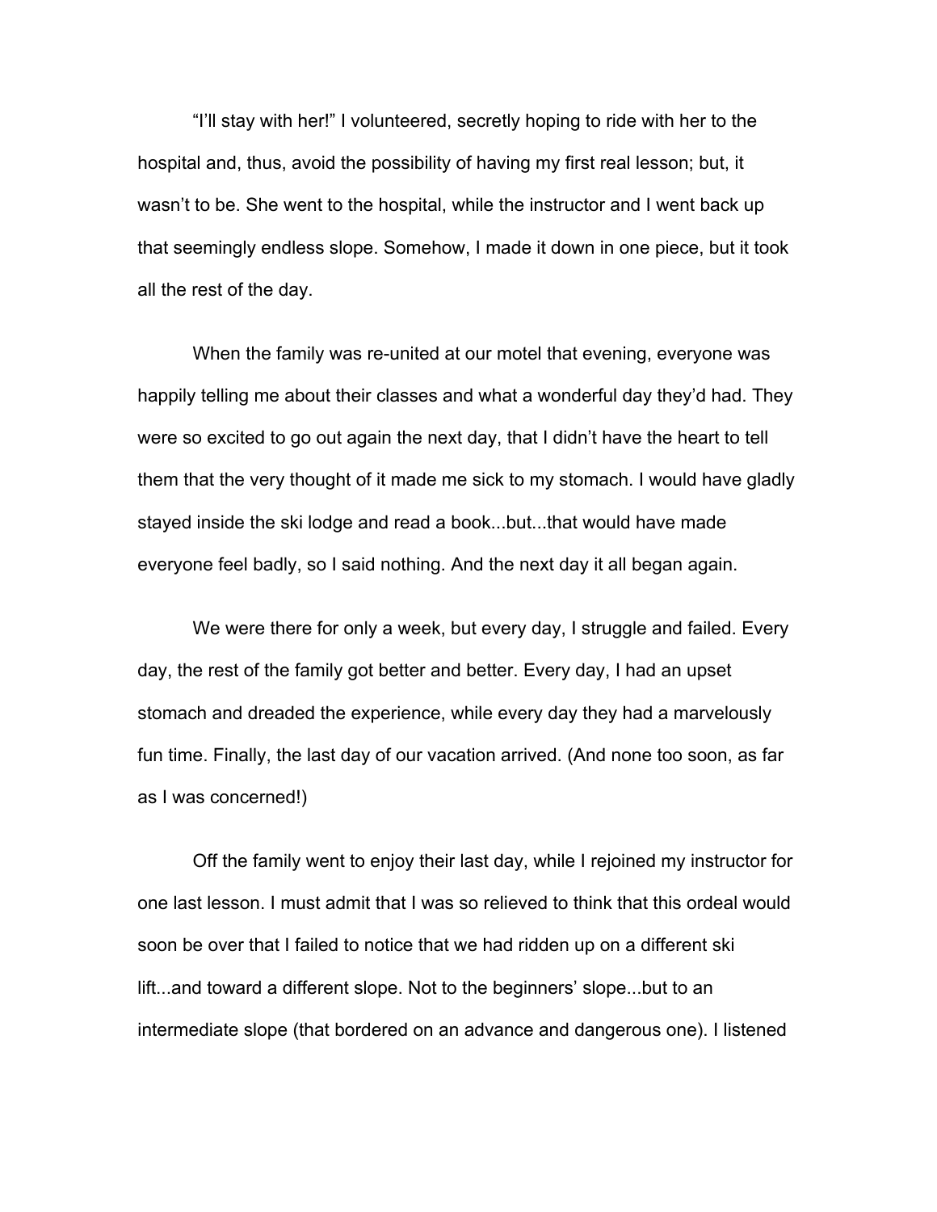"I'll stay with her!" I volunteered, secretly hoping to ride with her to the hospital and, thus, avoid the possibility of having my first real lesson; but, it wasn't to be. She went to the hospital, while the instructor and I went back up that seemingly endless slope. Somehow, I made it down in one piece, but it took all the rest of the day.

When the family was re-united at our motel that evening, everyone was happily telling me about their classes and what a wonderful day they'd had. They were so excited to go out again the next day, that I didn't have the heart to tell them that the very thought of it made me sick to my stomach. I would have gladly stayed inside the ski lodge and read a book...but...that would have made everyone feel badly, so I said nothing. And the next day it all began again.

We were there for only a week, but every day, I struggle and failed. Every day, the rest of the family got better and better. Every day, I had an upset stomach and dreaded the experience, while every day they had a marvelously fun time. Finally, the last day of our vacation arrived. (And none too soon, as far as I was concerned!)

Off the family went to enjoy their last day, while I rejoined my instructor for one last lesson. I must admit that I was so relieved to think that this ordeal would soon be over that I failed to notice that we had ridden up on a different ski lift...and toward a different slope. Not to the beginners' slope...but to an intermediate slope (that bordered on an advance and dangerous one). I listened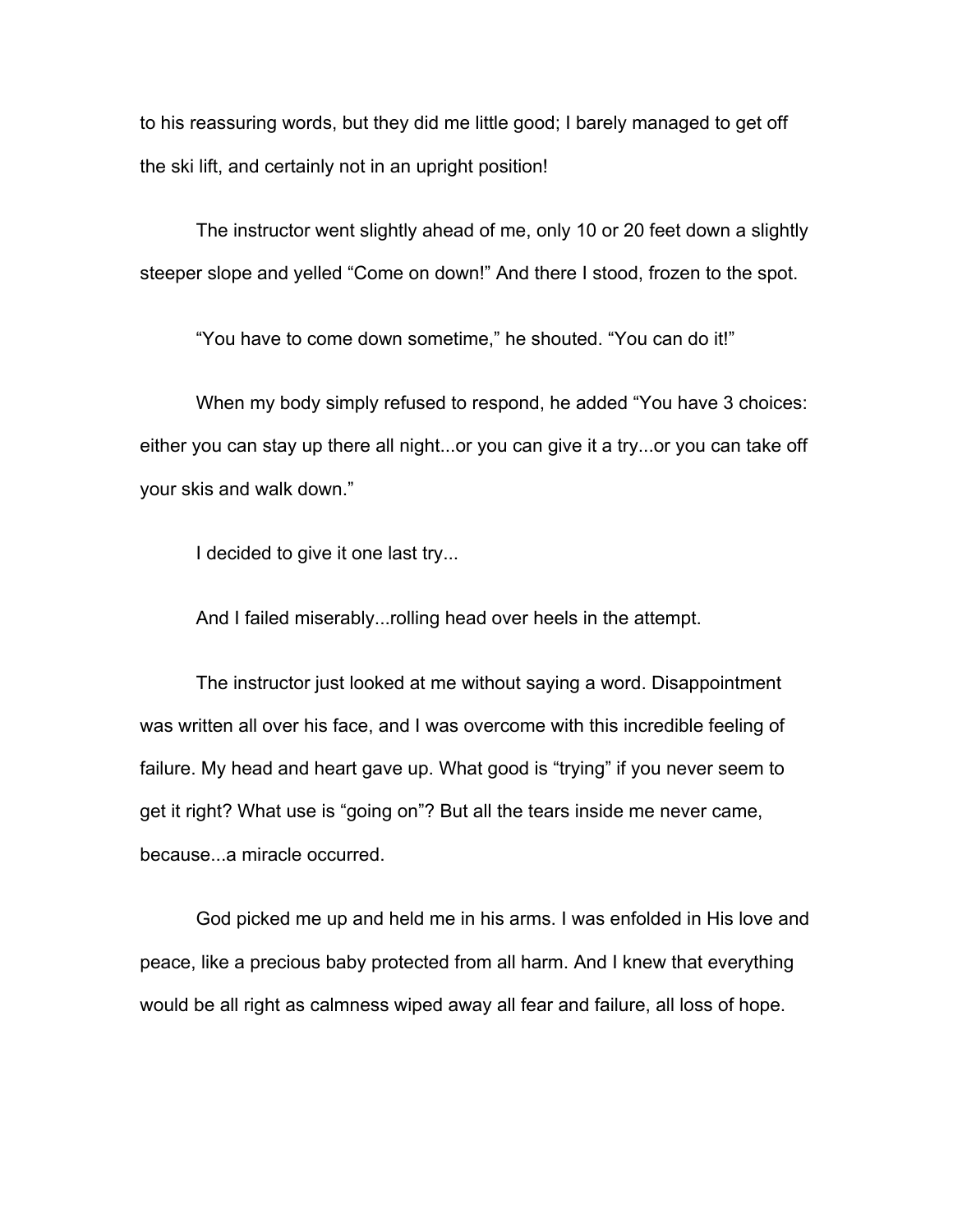to his reassuring words, but they did me little good; I barely managed to get off the ski lift, and certainly not in an upright position!

The instructor went slightly ahead of me, only 10 or 20 feet down a slightly steeper slope and yelled “Come on down!” And there I stood, frozen to the spot.

“You have to come down sometime,” he shouted. “You can do it!”

When my body simply refused to respond, he added “You have 3 choices: either you can stay up there all night...or you can give it a try...or you can take off your skis and walk down.”

I decided to give it one last try...

And I failed miserably...rolling head over heels in the attempt.

The instructor just looked at me without saying a word. Disappointment was written all over his face, and I was overcome with this incredible feeling of failure. My head and heart gave up. What good is “trying” if you never seem to get it right? What use is “going on”? But all the tears inside me never came, because...a miracle occurred.

God picked me up and held me in his arms. I was enfolded in His love and peace, like a precious baby protected from all harm. And I knew that everything would be all right as calmness wiped away all fear and failure, all loss of hope.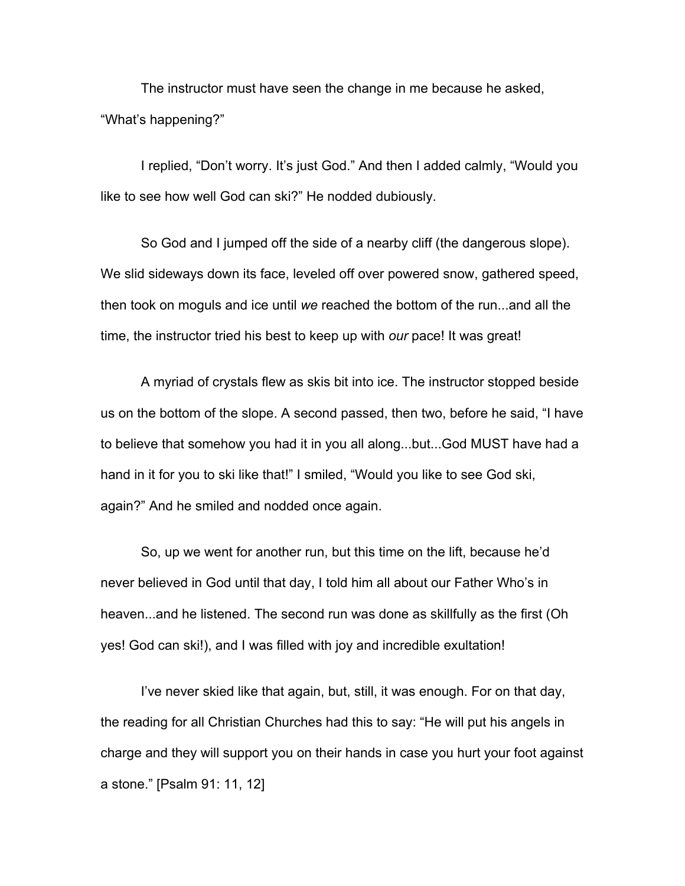The instructor must have seen the change in me because he asked, "What's happening?"

I replied, "Don't worry. It's just God." And then I added calmly, "Would you like to see how well God can ski?" He nodded dubiously.

So God and I jumped off the side of a nearby cliff (the dangerous slope). We slid sideways down its face, leveled off over powered snow, gathered speed, then took on moguls and ice until *we* reached the bottom of the run...and all the time, the instructor tried his best to keep up with *our* pace! It was great!

A myriad of crystals flew as skis bit into ice. The instructor stopped beside us on the bottom of the slope. A second passed, then two, before he said, "I have to believe that somehow you had it in you all along...but...God MUST have had a hand in it for you to ski like that!" I smiled, "Would you like to see God ski, again?" And he smiled and nodded once again.

So, up we went for another run, but this time on the lift, because he'd never believed in God until that day, I told him all about our Father Who's in heaven...and he listened. The second run was done as skillfully as the first (Oh yes! God can ski!), and I was filled with joy and incredible exultation!

I've never skied like that again, but, still, it was enough. For on that day, the reading for all Christian Churches had this to say: "He will put his angels in charge and they will support you on their hands in case you hurt your foot against a stone." [Psalm 91: 11, 12]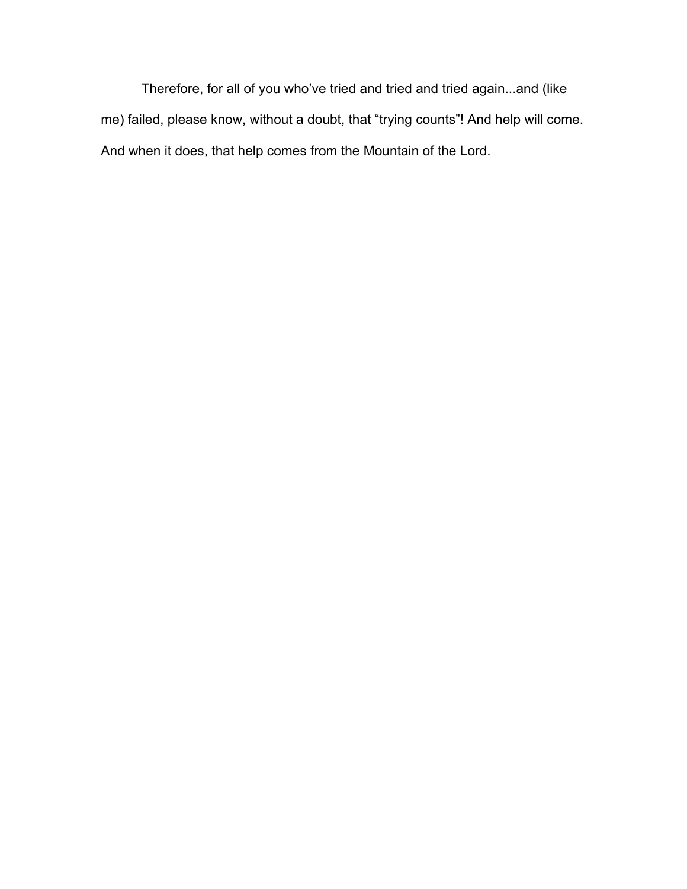Therefore, for all of you who've tried and tried and tried again...and (like me) failed, please know, without a doubt, that "trying counts"! And help will come. And when it does, that help comes from the Mountain of the Lord.